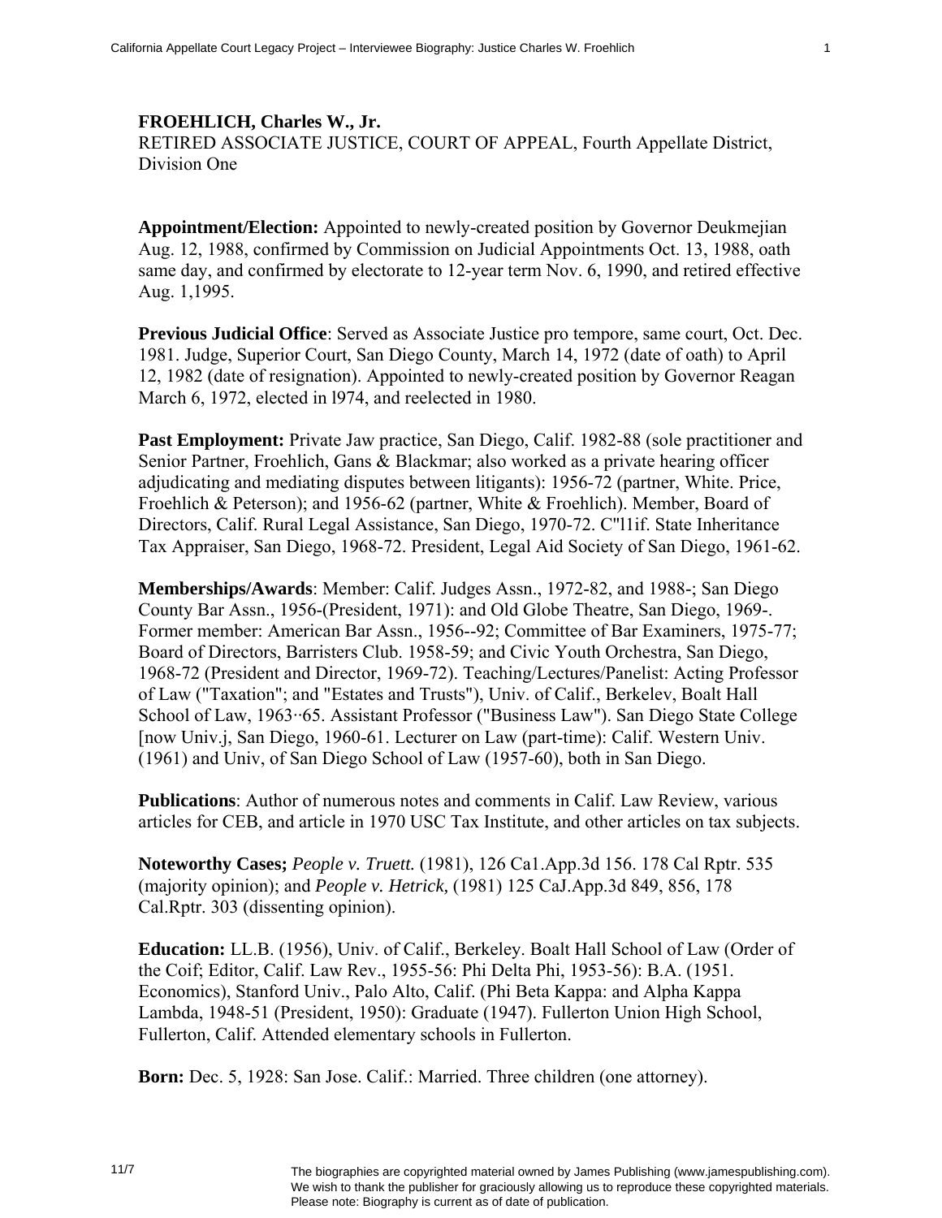**FROEHLICH, Charles W., Jr.**
RETIRED ASSOCIATE JUSTICE, COURT OF APPEAL, Fourth Appellate District, Division One

**Appointment/Election:** Appointed to newly-created position by Governor Deukmejian Aug. 12, 1988, confirmed by Commission on Judicial Appointments Oct. 13, 1988, oath same day, and confirmed by electorate to 12-year term Nov. 6, 1990, and retired effective Aug. 1,1995.

**Previous Judicial Office**: Served as Associate Justice pro tempore, same court, Oct. Dec. 1981. Judge, Superior Court, San Diego County, March 14, 1972 (date of oath) to April 12, 1982 (date of resignation). Appointed to newly-created position by Governor Reagan March 6, 1972, elected in l974, and reelected in 1980.

**Past Employment:** Private Jaw practice, San Diego, Calif. 1982-88 (sole practitioner and Senior Partner, Froehlich, Gans & Blackmar; also worked as a private hearing officer adjudicating and mediating disputes between litigants): 1956-72 (partner, White. Price, Froehlich & Peterson); and 1956-62 (partner, White & Froehlich). Member, Board of Directors, Calif. Rural Legal Assistance, San Diego, 1970-72. C"l1if. State Inheritance Tax Appraiser, San Diego, 1968-72. President, Legal Aid Society of San Diego, 1961-62.

**Memberships/Awards**: Member: Calif. Judges Assn., 1972-82, and 1988-; San Diego County Bar Assn., 1956-(President, 1971): and Old Globe Theatre, San Diego, 1969-. Former member: American Bar Assn., 1956--92; Committee of Bar Examiners, 1975-77; Board of Directors, Barristers Club. 1958-59; and Civic Youth Orchestra, San Diego, 1968-72 (President and Director, 1969-72). Teaching/Lectures/Panelist: Acting Professor of Law ("Taxation"; and "Estates and Trusts"), Univ. of Calif., Berkelev, Boalt Hall School of Law, 1963··65. Assistant Professor ("Business Law"). San Diego State College [now Univ.j, San Diego, 1960-61. Lecturer on Law (part-time): Calif. Western Univ. (1961) and Univ, of San Diego School of Law (1957-60), both in San Diego.

**Publications**: Author of numerous notes and comments in Calif. Law Review, various articles for CEB, and article in 1970 USC Tax Institute, and other articles on tax subjects.

**Noteworthy Cases;** *People v. Truett.* (1981), 126 Ca1.App.3d 156. 178 Cal Rptr. 535 (majority opinion); and *People v. Hetrick,* (1981) 125 CaJ.App.3d 849, 856, 178 Cal.Rptr. 303 (dissenting opinion).

**Education:** LL.B. (1956), Univ. of Calif., Berkeley. Boalt Hall School of Law (Order of the Coif; Editor, Calif. Law Rev., 1955-56: Phi Delta Phi, 1953-56): B.A. (1951. Economics), Stanford Univ., Palo Alto, Calif. (Phi Beta Kappa: and Alpha Kappa Lambda, 1948-51 (President, 1950): Graduate (1947). Fullerton Union High School, Fullerton, Calif. Attended elementary schools in Fullerton.

**Born:** Dec. 5, 1928: San Jose. Calif.: Married. Three children (one attorney).

11/7

The biographies are copyrighted material owned by James Publishing (www.jamespublishing.com). We wish to thank the publisher for graciously allowing us to reproduce these copyrighted materials. Please note: Biography is current as of date of publication.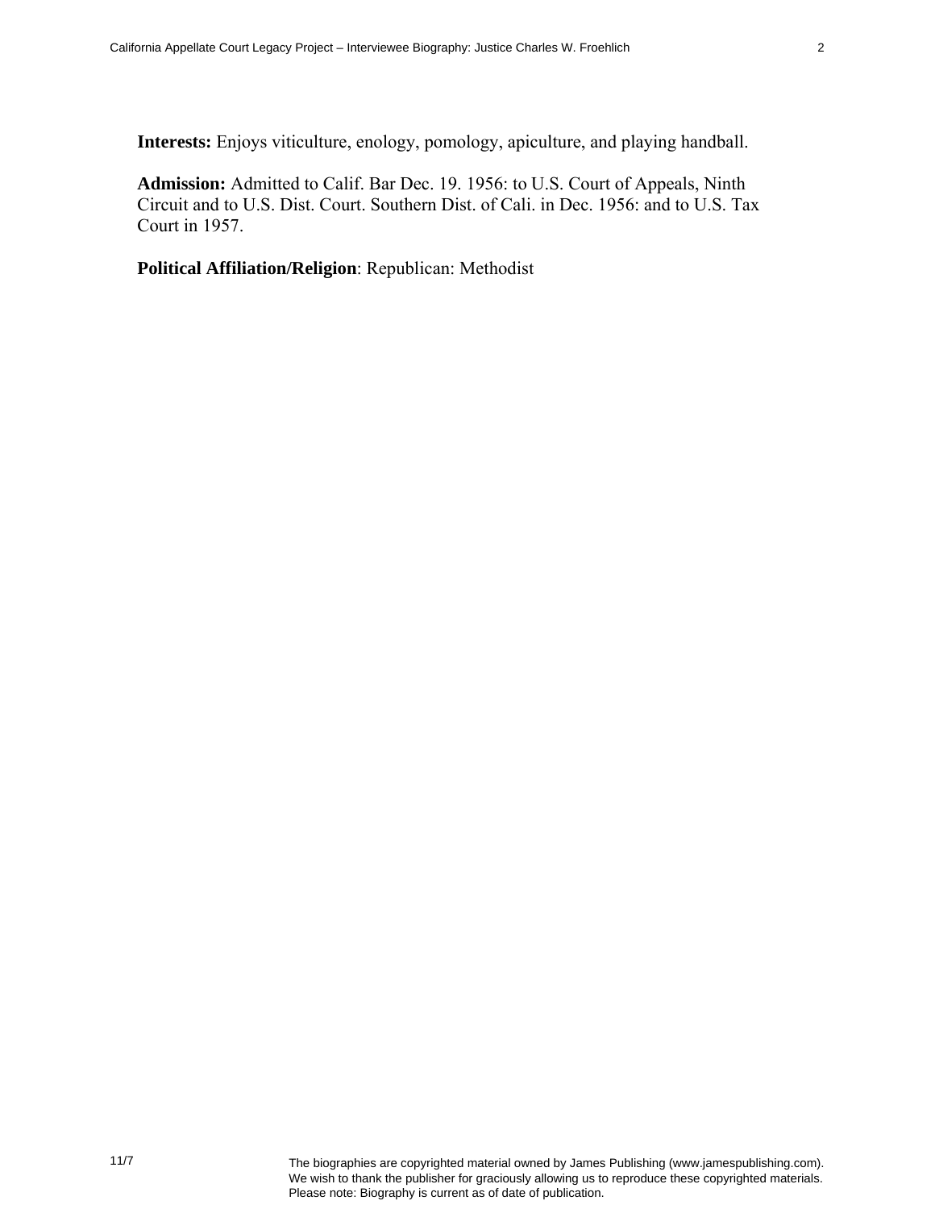**Interests:** Enjoys viticulture, enology, pomology, apiculture, and playing handball.

**Admission:** Admitted to Calif. Bar Dec. 19. 1956: to U.S. Court of Appeals, Ninth Circuit and to U.S. Dist. Court. Southern Dist. of Cali. in Dec. 1956: and to U.S. Tax Court in 1957.

**Political Affiliation/Religion**: Republican: Methodist

The biographies are copyrighted material owned by James Publishing (www.jamespublishing.com). We wish to thank the publisher for graciously allowing us to reproduce these copyrighted materials. Please note: Biography is current as of date of publication.